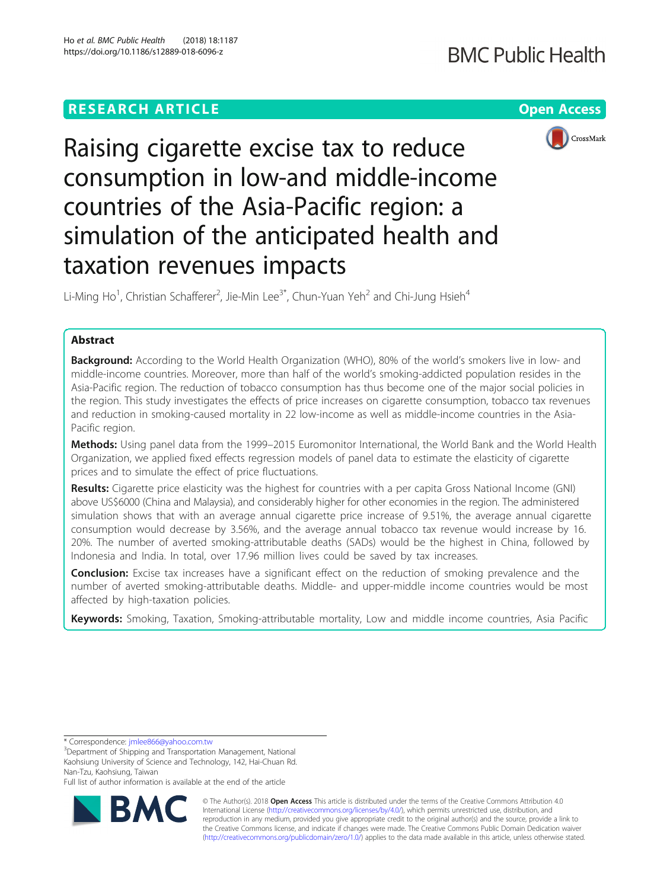RESEARCH ARTICLE

Open Access

# Raising cigarette excise tax to reduce consumption in low-and middle-income countries of the Asia-Pacific region: a simulation of the anticipated health and taxation revenues impacts

Li-Ming Ho[1], Christian Schafferer[2], Jie-Min Lee[3*], Chun-Yuan Yeh[2] and Chi-Jung Hsieh[4]

## Abstract

**Background:** According to the World Health Organization (WHO), 80% of the world's smokers live in low- and middle-income countries. Moreover, more than half of the world's smoking-addicted population resides in the Asia-Pacific region. The reduction of tobacco consumption has thus become one of the major social policies in the region. This study investigates the effects of price increases on cigarette consumption, tobacco tax revenues and reduction in smoking-caused mortality in 22 low-income as well as middle-income countries in the Asia-Pacific region.

**Methods:** Using panel data from the 1999–2015 Euromonitor International, the World Bank and the World Health Organization, we applied fixed effects regression models of panel data to estimate the elasticity of cigarette prices and to simulate the effect of price fluctuations.

**Results:** Cigarette price elasticity was the highest for countries with a per capita Gross National Income (GNI) above US$6000 (China and Malaysia), and considerably higher for other economies in the region. The administered simulation shows that with an average annual cigarette price increase of 9.51%, the average annual cigarette consumption would decrease by 3.56%, and the average annual tobacco tax revenue would increase by 16.20%. The number of averted smoking-attributable deaths (SADs) would be the highest in China, followed by Indonesia and India. In total, over 17.96 million lives could be saved by tax increases.

**Conclusion:** Excise tax increases have a significant effect on the reduction of smoking prevalence and the number of averted smoking-attributable deaths. Middle- and upper-middle income countries would be most affected by high-taxation policies.

**Keywords:** Smoking, Taxation, Smoking-attributable mortality, Low and middle income countries, Asia Pacific

---

\* Correspondence: jmlee866@yahoo.com.tw

[3]Department of Shipping and Transportation Management, National Kaohsiung University of Science and Technology, 142, Hai-Chuan Rd. Nan-Tzu, Kaohsiung, Taiwan

Full list of author information is available at the end of the article

© The Author(s). 2018 **Open Access** This article is distributed under the terms of the Creative Commons Attribution 4.0 International License (http://creativecommons.org/licenses/by/4.0/), which permits unrestricted use, distribution, and reproduction in any medium, provided you give appropriate credit to the original author(s) and the source, provide a link to the Creative Commons license, and indicate if changes were made. The Creative Commons Public Domain Dedication waiver (http://creativecommons.org/publicdomain/zero/1.0/) applies to the data made available in this article, unless otherwise stated.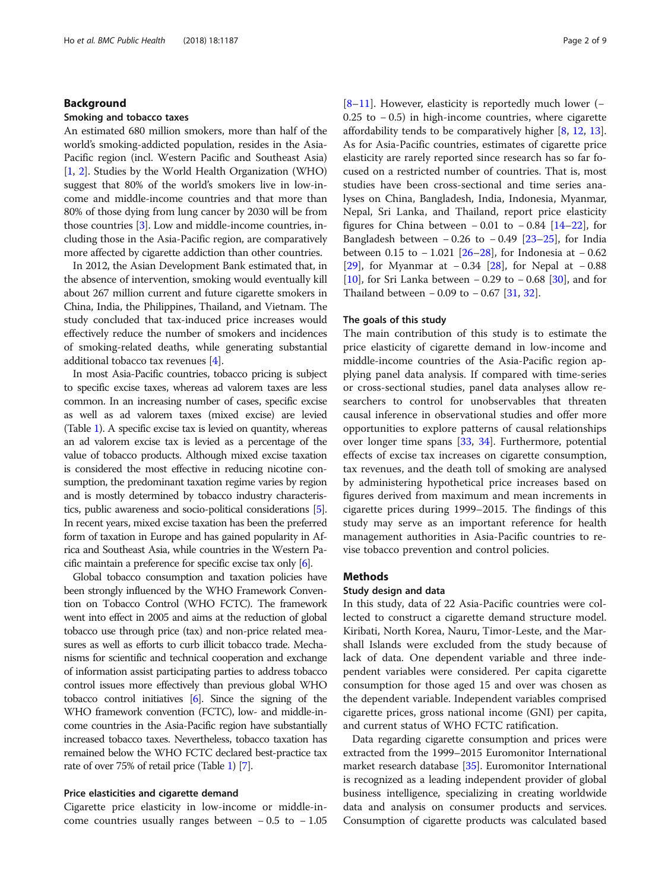## Background

### Smoking and tobacco taxes

An estimated 680 million smokers, more than half of the world's smoking-addicted population, resides in the Asia-Pacific region (incl. Western Pacific and Southeast Asia) [1, 2]. Studies by the World Health Organization (WHO) suggest that 80% of the world's smokers live in low-income and middle-income countries and that more than 80% of those dying from lung cancer by 2030 will be from those countries [3]. Low and middle-income countries, including those in the Asia-Pacific region, are comparatively more affected by cigarette addiction than other countries.

In 2012, the Asian Development Bank estimated that, in the absence of intervention, smoking would eventually kill about 267 million current and future cigarette smokers in China, India, the Philippines, Thailand, and Vietnam. The study concluded that tax-induced price increases would effectively reduce the number of smokers and incidences of smoking-related deaths, while generating substantial additional tobacco tax revenues [4].

In most Asia-Pacific countries, tobacco pricing is subject to specific excise taxes, whereas ad valorem taxes are less common. In an increasing number of cases, specific excise as well as ad valorem taxes (mixed excise) are levied (Table 1). A specific excise tax is levied on quantity, whereas an ad valorem excise tax is levied as a percentage of the value of tobacco products. Although mixed excise taxation is considered the most effective in reducing nicotine consumption, the predominant taxation regime varies by region and is mostly determined by tobacco industry characteristics, public awareness and socio-political considerations [5]. In recent years, mixed excise taxation has been the preferred form of taxation in Europe and has gained popularity in Africa and Southeast Asia, while countries in the Western Pacific maintain a preference for specific excise tax only [6].

Global tobacco consumption and taxation policies have been strongly influenced by the WHO Framework Convention on Tobacco Control (WHO FCTC). The framework went into effect in 2005 and aims at the reduction of global tobacco use through price (tax) and non-price related measures as well as efforts to curb illicit tobacco trade. Mechanisms for scientific and technical cooperation and exchange of information assist participating parties to address tobacco control issues more effectively than previous global WHO tobacco control initiatives [6]. Since the signing of the WHO framework convention (FCTC), low- and middle-income countries in the Asia-Pacific region have substantially increased tobacco taxes. Nevertheless, tobacco taxation has remained below the WHO FCTC declared best-practice tax rate of over 75% of retail price (Table 1) [7].

### Price elasticities and cigarette demand

Cigarette price elasticity in low-income or middle-income countries usually ranges between − 0.5 to − 1.05 [8–11]. However, elasticity is reportedly much lower (− 0.25 to − 0.5) in high-income countries, where cigarette affordability tends to be comparatively higher [8, 12, 13]. As for Asia-Pacific countries, estimates of cigarette price elasticity are rarely reported since research has so far focused on a restricted number of countries. That is, most studies have been cross-sectional and time series analyses on China, Bangladesh, India, Indonesia, Myanmar, Nepal, Sri Lanka, and Thailand, report price elasticity figures for China between − 0.01 to − 0.84 [14–22], for Bangladesh between − 0.26 to − 0.49 [23–25], for India between 0.15 to − 1.021 [26–28], for Indonesia at − 0.62 [29], for Myanmar at − 0.34 [28], for Nepal at − 0.88 [10], for Sri Lanka between − 0.29 to − 0.68 [30], and for Thailand between − 0.09 to − 0.67 [31, 32].

### The goals of this study

The main contribution of this study is to estimate the price elasticity of cigarette demand in low-income and middle-income countries of the Asia-Pacific region applying panel data analysis. If compared with time-series or cross-sectional studies, panel data analyses allow researchers to control for unobservables that threaten causal inference in observational studies and offer more opportunities to explore patterns of causal relationships over longer time spans [33, 34]. Furthermore, potential effects of excise tax increases on cigarette consumption, tax revenues, and the death toll of smoking are analysed by administering hypothetical price increases based on figures derived from maximum and mean increments in cigarette prices during 1999–2015. The findings of this study may serve as an important reference for health management authorities in Asia-Pacific countries to revise tobacco prevention and control policies.

## Methods

### Study design and data

In this study, data of 22 Asia-Pacific countries were collected to construct a cigarette demand structure model. Kiribati, North Korea, Nauru, Timor-Leste, and the Marshall Islands were excluded from the study because of lack of data. One dependent variable and three independent variables were considered. Per capita cigarette consumption for those aged 15 and over was chosen as the dependent variable. Independent variables comprised cigarette prices, gross national income (GNI) per capita, and current status of WHO FCTC ratification.

Data regarding cigarette consumption and prices were extracted from the 1999–2015 Euromonitor International market research database [35]. Euromonitor International is recognized as a leading independent provider of global business intelligence, specializing in creating worldwide data and analysis on consumer products and services. Consumption of cigarette products was calculated based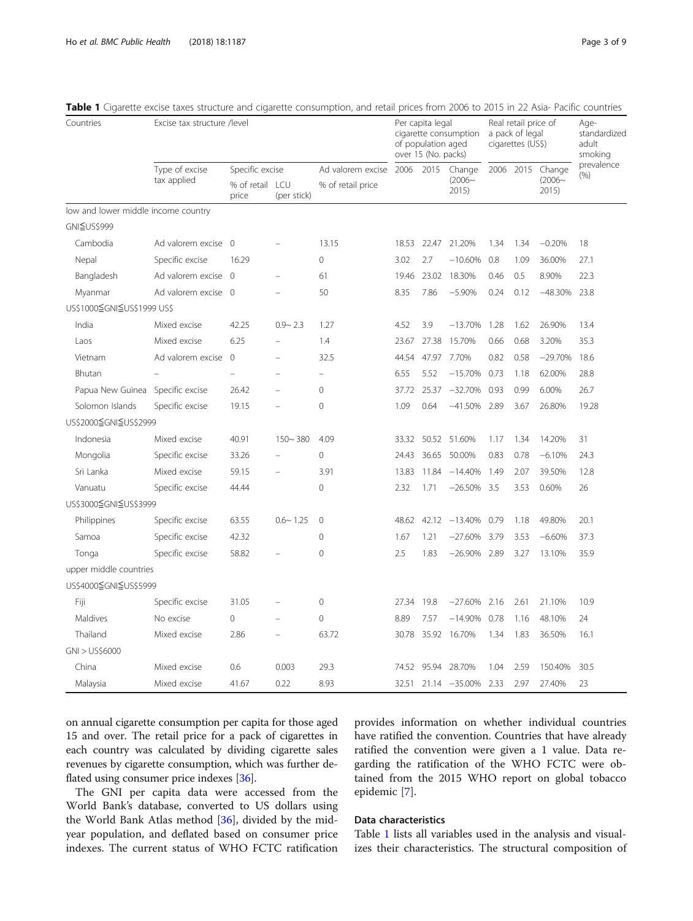**Table 1** Cigarette excise taxes structure and cigarette consumption, and retail prices from 2006 to 2015 in 22 Asia- Pacific countries

| Countries | Excise tax structure /level | | | | Per capita legal cigarette consumption of population aged over 15 (No. packs) | | | Real retail price of a pack of legal cigarettes (US$) | | | Age-standardized adult smoking prevalence (%) |
|---|---|---|---|---|---|---|---|---|---|---|---|
| | Type of excise tax applied | Specific excise | | Ad valorem excise | 2006 | 2015 | Change (2006~ 2015) | 2006 | 2015 | Change (2006~ 2015) | |
| | | % of retail price | LCU (per stick) | % of retail price | | | | | | | |
| low and lower middle income country | | | | | | | | | | | |
| GNI≦US$999 | | | | | | | | | | | |
| Cambodia | Ad valorem excise | 0 | – | 13.15 | 18.53 | 22.47 | 21.20% | 1.34 | 1.34 | −0.20% | 18 |
| Nepal | Specific excise | 16.29 | | 0 | 3.02 | 2.7 | −10.60% | 0.8 | 1.09 | 36.00% | 27.1 |
| Bangladesh | Ad valorem excise | 0 | – | 61 | 19.46 | 23.02 | 18.30% | 0.46 | 0.5 | 8.90% | 22.3 |
| Myanmar | Ad valorem excise | 0 | – | 50 | 8.35 | 7.86 | −5.90% | 0.24 | 0.12 | −48.30% | 23.8 |
| US$1000≦GNI≦US$1999 US$ | | | | | | | | | | | |
| India | Mixed excise | 42.25 | 0.9~ 2.3 | 1.27 | 4.52 | 3.9 | −13.70% | 1.28 | 1.62 | 26.90% | 13.4 |
| Laos | Mixed excise | 6.25 | – | 1.4 | 23.67 | 27.38 | 15.70% | 0.66 | 0.68 | 3.20% | 35.3 |
| Vietnam | Ad valorem excise | 0 | – | 32.5 | 44.54 | 47.97 | 7.70% | 0.82 | 0.58 | −29.70% | 18.6 |
| Bhutan | – | – | – | – | 6.55 | 5.52 | −15.70% | 0.73 | 1.18 | 62.00% | 28.8 |
| Papua New Guinea | Specific excise | 26.42 | – | 0 | 37.72 | 25.37 | −32.70% | 0.93 | 0.99 | 6.00% | 26.7 |
| Solomon Islands | Specific excise | 19.15 | – | 0 | 1.09 | 0.64 | −41.50% | 2.89 | 3.67 | 26.80% | 19.28 |
| US$2000≦GNI≦US$2999 | | | | | | | | | | | |
| Indonesia | Mixed excise | 40.91 | 150~ 380 | 4.09 | 33.32 | 50.52 | 51.60% | 1.17 | 1.34 | 14.20% | 31 |
| Mongolia | Specific excise | 33.26 | – | 0 | 24.43 | 36.65 | 50.00% | 0.83 | 0.78 | −6.10% | 24.3 |
| Sri Lanka | Mixed excise | 59.15 | – | 3.91 | 13.83 | 11.84 | −14.40% | 1.49 | 2.07 | 39.50% | 12.8 |
| Vanuatu | Specific excise | 44.44 | | 0 | 2.32 | 1.71 | −26.50% | 3.5 | 3.53 | 0.60% | 26 |
| US$3000≦GNI≦US$3999 | | | | | | | | | | | |
| Philippines | Specific excise | 63.55 | 0.6~ 1.25 | 0 | 48.62 | 42.12 | −13.40% | 0.79 | 1.18 | 49.80% | 20.1 |
| Samoa | Specific excise | 42.32 | | 0 | 1.67 | 1.21 | −27.60% | 3.79 | 3.53 | −6.60% | 37.3 |
| Tonga | Specific excise | 58.82 | – | 0 | 2.5 | 1.83 | −26.90% | 2.89 | 3.27 | 13.10% | 35.9 |
| upper middle countries | | | | | | | | | | | |
| US$4000≦GNI≦US$5999 | | | | | | | | | | | |
| Fiji | Specific excise | 31.05 | – | 0 | 27.34 | 19.8 | −27.60% | 2.16 | 2.61 | 21.10% | 10.9 |
| Maldives | No excise | 0 | – | 0 | 8.89 | 7.57 | −14.90% | 0.78 | 1.16 | 48.10% | 24 |
| Thailand | Mixed excise | 2.86 | – | 63.72 | 30.78 | 35.92 | 16.70% | 1.34 | 1.83 | 36.50% | 16.1 |
| GNI > US$6000 | | | | | | | | | | | |
| China | Mixed excise | 0.6 | 0.003 | 29.3 | 74.52 | 95.94 | 28.70% | 1.04 | 2.59 | 150.40% | 30.5 |
| Malaysia | Mixed excise | 41.67 | 0.22 | 8.93 | 32.51 | 21.14 | −35.00% | 2.33 | 2.97 | 27.40% | 23 |

on annual cigarette consumption per capita for those aged 15 and over. The retail price for a pack of cigarettes in each country was calculated by dividing cigarette sales revenues by cigarette consumption, which was further deflated using consumer price indexes [36].

The GNI per capita data were accessed from the World Bank's database, converted to US dollars using the World Bank Atlas method [36], divided by the mid-year population, and deflated based on consumer price indexes. The current status of WHO FCTC ratification provides information on whether individual countries have ratified the convention. Countries that have already ratified the convention were given a 1 value. Data regarding the ratification of the WHO FCTC were obtained from the 2015 WHO report on global tobacco epidemic [7].

### Data characteristics

Table 1 lists all variables used in the analysis and visualizes their characteristics. The structural composition of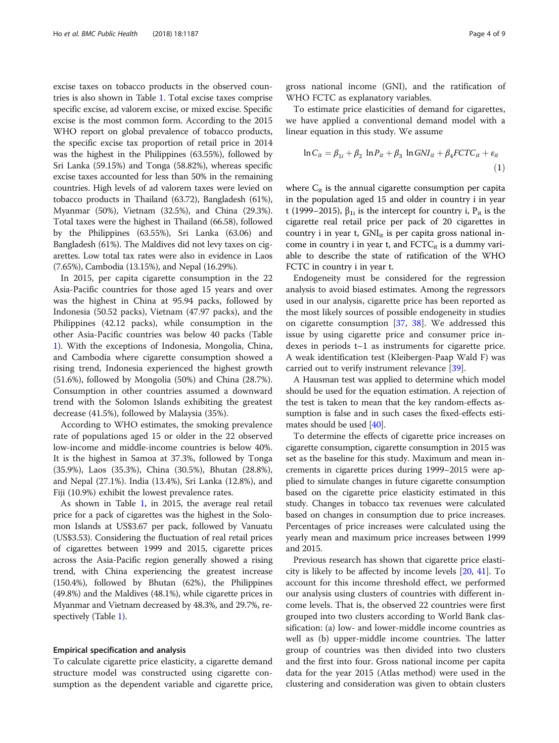excise taxes on tobacco products in the observed countries is also shown in Table 1. Total excise taxes comprise specific excise, ad valorem excise, or mixed excise. Specific excise is the most common form. According to the 2015 WHO report on global prevalence of tobacco products, the specific excise tax proportion of retail price in 2014 was the highest in the Philippines (63.55%), followed by Sri Lanka (59.15%) and Tonga (58.82%), whereas specific excise taxes accounted for less than 50% in the remaining countries. High levels of ad valorem taxes were levied on tobacco products in Thailand (63.72), Bangladesh (61%), Myanmar (50%), Vietnam (32.5%), and China (29.3%). Total taxes were the highest in Thailand (66.58), followed by the Philippines (63.55%), Sri Lanka (63.06) and Bangladesh (61%). The Maldives did not levy taxes on cigarettes. Low total tax rates were also in evidence in Laos (7.65%), Cambodia (13.15%), and Nepal (16.29%).

In 2015, per capita cigarette consumption in the 22 Asia-Pacific countries for those aged 15 years and over was the highest in China at 95.94 packs, followed by Indonesia (50.52 packs), Vietnam (47.97 packs), and the Philippines (42.12 packs), while consumption in the other Asia-Pacific countries was below 40 packs (Table 1). With the exceptions of Indonesia, Mongolia, China, and Cambodia where cigarette consumption showed a rising trend, Indonesia experienced the highest growth (51.6%), followed by Mongolia (50%) and China (28.7%). Consumption in other countries assumed a downward trend with the Solomon Islands exhibiting the greatest decrease (41.5%), followed by Malaysia (35%).

According to WHO estimates, the smoking prevalence rate of populations aged 15 or older in the 22 observed low-income and middle-income countries is below 40%. It is the highest in Samoa at 37.3%, followed by Tonga (35.9%), Laos (35.3%), China (30.5%), Bhutan (28.8%), and Nepal (27.1%). India (13.4%), Sri Lanka (12.8%), and Fiji (10.9%) exhibit the lowest prevalence rates.

As shown in Table 1, in 2015, the average real retail price for a pack of cigarettes was the highest in the Solomon Islands at US$3.67 per pack, followed by Vanuatu (US$3.53). Considering the fluctuation of real retail prices of cigarettes between 1999 and 2015, cigarette prices across the Asia-Pacific region generally showed a rising trend, with China experiencing the greatest increase (150.4%), followed by Bhutan (62%), the Philippines (49.8%) and the Maldives (48.1%), while cigarette prices in Myanmar and Vietnam decreased by 48.3%, and 29.7%, respectively (Table 1).

## Empirical specification and analysis

To calculate cigarette price elasticity, a cigarette demand structure model was constructed using cigarette consumption as the dependent variable and cigarette price, gross national income (GNI), and the ratification of WHO FCTC as explanatory variables.

To estimate price elasticities of demand for cigarettes, we have applied a conventional demand model with a linear equation in this study. We assume

$$\ln C_{it} = \beta_{1i} + \beta_2 \ln P_{it} + \beta_3 \ln GNI_{it} + \beta_4 FCTC_{it} + \varepsilon_{it} \tag{1}$$

where $C_{it}$ is the annual cigarette consumption per capita in the population aged 15 and older in country i in year t (1999–2015), $\beta_{1i}$ is the intercept for country i, $P_{it}$ is the cigarette real retail price per pack of 20 cigarettes in country i in year t, $GNI_{it}$ is per capita gross national income in country i in year t, and $FCTC_{it}$ is a dummy variable to describe the state of ratification of the WHO FCTC in country i in year t.

Endogeneity must be considered for the regression analysis to avoid biased estimates. Among the regressors used in our analysis, cigarette price has been reported as the most likely sources of possible endogeneity in studies on cigarette consumption [37, 38]. We addressed this issue by using cigarette price and consumer price indexes in periods t−1 as instruments for cigarette price. A weak identification test (Kleibergen-Paap Wald F) was carried out to verify instrument relevance [39].

A Hausman test was applied to determine which model should be used for the equation estimation. A rejection of the test is taken to mean that the key random-effects assumption is false and in such cases the fixed-effects estimates should be used [40].

To determine the effects of cigarette price increases on cigarette consumption, cigarette consumption in 2015 was set as the baseline for this study. Maximum and mean increments in cigarette prices during 1999–2015 were applied to simulate changes in future cigarette consumption based on the cigarette price elasticity estimated in this study. Changes in tobacco tax revenues were calculated based on changes in consumption due to price increases. Percentages of price increases were calculated using the yearly mean and maximum price increases between 1999 and 2015.

Previous research has shown that cigarette price elasticity is likely to be affected by income levels [20, 41]. To account for this income threshold effect, we performed our analysis using clusters of countries with different income levels. That is, the observed 22 countries were first grouped into two clusters according to World Bank classification: (a) low- and lower-middle income countries as well as (b) upper-middle income countries. The latter group of countries was then divided into two clusters and the first into four. Gross national income per capita data for the year 2015 (Atlas method) were used in the clustering and consideration was given to obtain clusters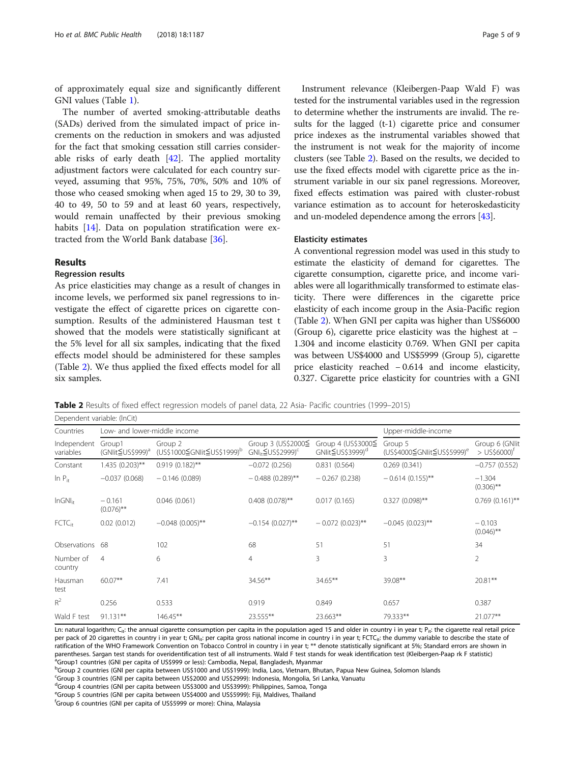of approximately equal size and significantly different GNI values (Table 1).

The number of averted smoking-attributable deaths (SADs) derived from the simulated impact of price increments on the reduction in smokers and was adjusted for the fact that smoking cessation still carries considerable risks of early death [42]. The applied mortality adjustment factors were calculated for each country surveyed, assuming that 95%, 75%, 70%, 50% and 10% of those who ceased smoking when aged 15 to 29, 30 to 39, 40 to 49, 50 to 59 and at least 60 years, respectively, would remain unaffected by their previous smoking habits [14]. Data on population stratification were extracted from the World Bank database [36].

## Results

### Regression results

As price elasticities may change as a result of changes in income levels, we performed six panel regressions to investigate the effect of cigarette prices on cigarette consumption. Results of the administered Hausman test t showed that the models were statistically significant at the 5% level for all six samples, indicating that the fixed effects model should be administered for these samples (Table 2). We thus applied the fixed effects model for all six samples.

Instrument relevance (Kleibergen-Paap Wald F) was tested for the instrumental variables used in the regression to determine whether the instruments are invalid. The results for the lagged (t-1) cigarette price and consumer price indexes as the instrumental variables showed that the instrument is not weak for the majority of income clusters (see Table 2). Based on the results, we decided to use the fixed effects model with cigarette price as the instrument variable in our six panel regressions. Moreover, fixed effects estimation was paired with cluster-robust variance estimation as to account for heteroskedasticity and un-modeled dependence among the errors [43].

### Elasticity estimates

A conventional regression model was used in this study to estimate the elasticity of demand for cigarettes. The cigarette consumption, cigarette price, and income variables were all logarithmically transformed to estimate elasticity. There were differences in the cigarette price elasticity of each income group in the Asia-Pacific region (Table 2). When GNI per capita was higher than US$6000 (Group 6), cigarette price elasticity was the highest at −1.304 and income elasticity 0.769. When GNI per capita was between US$4000 and US$5999 (Group 5), cigarette price elasticity reached −0.614 and income elasticity, 0.327. Cigarette price elasticity for countries with a GNI

**Table 2** Results of fixed effect regression models of panel data, 22 Asia- Pacific countries (1999–2015)

| Dependent variable: (lnCit) | | | | | | |
|---|---|---|---|---|---|---|
| Countries | Low- and lower-middle income | | | | Upper-middle-income | |
| Independent variables | Group1 (GNIit≦US$999)[a] | Group 2 (US$1000≦GNIit≦US$1999)[b] | Group 3 (US$2000≦ $GNI_{it}$≦US$2999)[c] | Group 4 (US$3000≦ GNIit≦US$3999)[d] | Group 5 (US$4000≦GNIit≦US$5999)[e] | Group 6 (GNIit > US$6000)[f] |
| Constant | 1.435 (0.203)** | 0.919 (0.182)** | −0.072 (0.256) | 0.831 (0.564) | 0.269 (0.341) | −0.757 (0.552) |
| $\ln P_{it}$ | −0.037 (0.068) | − 0.146 (0.089) | − 0.488 (0.289)** | − 0.267 (0.238) | − 0.614 (0.155)** | −1.304 (0.306)** |
| $\ln GNI_{it}$ | − 0.161 (0.076)** | 0.046 (0.061) | 0.408 (0.078)** | 0.017 (0.165) | 0.327 (0.098)** | 0.769 (0.161)** |
| $FCTC_{it}$ | 0.02 (0.012) | −0.048 (0.005)** | −0.154 (0.027)** | − 0.072 (0.023)** | −0.045 (0.023)** | − 0.103 (0.046)** |
| Observations | 68 | 102 | 68 | 51 | 51 | 34 |
| Number of country | 4 | 6 | 4 | 3 | 3 | 2 |
| Hausman test | 60.07** | 7.41 | 34.56** | 34.65** | 39.08** | 20.81** |
| $R^2$ | 0.256 | 0.533 | 0.919 | 0.849 | 0.657 | 0.387 |
| Wald F test | 91.131** | 146.45** | 23.555** | 23.663** | 79.333** | 21.077** |

Ln: natural logarithm; $C_{it}$: the annual cigarette consumption per capita in the population aged 15 and older in country i in year t; $P_{it}$: the cigarette real retail price per pack of 20 cigarettes in country i in year t; $GNI_{it}$: per capita gross national income in country i in year t; $FCTC_{it}$: the dummy variable to describe the state of ratification of the WHO Framework Convention on Tobacco Control in country i in year t; ** denote statistically significant at 5%; Standard errors are shown in parentheses. Sargan test stands for overidentification test of all instruments. Wald F test stands for weak identification test (Kleibergen-Paap rk F statistic)

[a]Group1 countries (GNI per capita of US$999 or less): Cambodia, Nepal, Bangladesh, Myanmar

[b]Group 2 countries (GNI per capita between US$1000 and US$1999): India, Laos, Vietnam, Bhutan, Papua New Guinea, Solomon Islands

[c]Group 3 countries (GNI per capita between US$2000 and US$2999): Indonesia, Mongolia, Sri Lanka, Vanuatu

[d]Group 4 countries (GNI per capita between US$3000 and US$3999): Philippines, Samoa, Tonga

[e]Group 5 countries (GNI per capita between US$4000 and US$5999): Fiji, Maldives, Thailand

[f]Group 6 countries (GNI per capita of US$5999 or more): China, Malaysia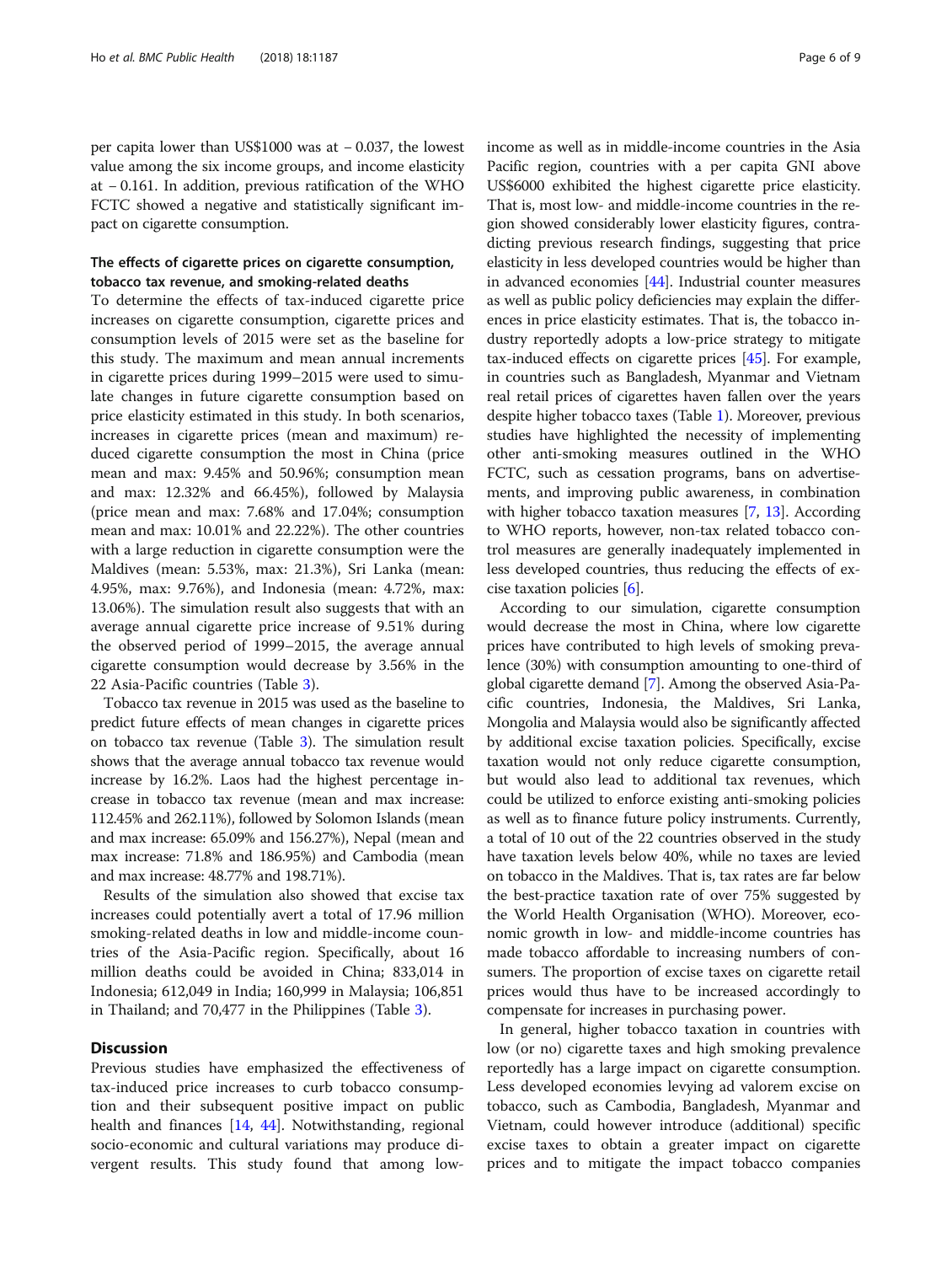per capita lower than US$1000 was at − 0.037, the lowest value among the six income groups, and income elasticity at − 0.161. In addition, previous ratification of the WHO FCTC showed a negative and statistically significant impact on cigarette consumption.

### The effects of cigarette prices on cigarette consumption, tobacco tax revenue, and smoking-related deaths

To determine the effects of tax-induced cigarette price increases on cigarette consumption, cigarette prices and consumption levels of 2015 were set as the baseline for this study. The maximum and mean annual increments in cigarette prices during 1999–2015 were used to simulate changes in future cigarette consumption based on price elasticity estimated in this study. In both scenarios, increases in cigarette prices (mean and maximum) reduced cigarette consumption the most in China (price mean and max: 9.45% and 50.96%; consumption mean and max: 12.32% and 66.45%), followed by Malaysia (price mean and max: 7.68% and 17.04%; consumption mean and max: 10.01% and 22.22%). The other countries with a large reduction in cigarette consumption were the Maldives (mean: 5.53%, max: 21.3%), Sri Lanka (mean: 4.95%, max: 9.76%), and Indonesia (mean: 4.72%, max: 13.06%). The simulation result also suggests that with an average annual cigarette price increase of 9.51% during the observed period of 1999–2015, the average annual cigarette consumption would decrease by 3.56% in the 22 Asia-Pacific countries (Table 3).

Tobacco tax revenue in 2015 was used as the baseline to predict future effects of mean changes in cigarette prices on tobacco tax revenue (Table 3). The simulation result shows that the average annual tobacco tax revenue would increase by 16.2%. Laos had the highest percentage increase in tobacco tax revenue (mean and max increase: 112.45% and 262.11%), followed by Solomon Islands (mean and max increase: 65.09% and 156.27%), Nepal (mean and max increase: 71.8% and 186.95%) and Cambodia (mean and max increase: 48.77% and 198.71%).

Results of the simulation also showed that excise tax increases could potentially avert a total of 17.96 million smoking-related deaths in low and middle-income countries of the Asia-Pacific region. Specifically, about 16 million deaths could be avoided in China; 833,014 in Indonesia; 612,049 in India; 160,999 in Malaysia; 106,851 in Thailand; and 70,477 in the Philippines (Table 3).

## Discussion

Previous studies have emphasized the effectiveness of tax-induced price increases to curb tobacco consumption and their subsequent positive impact on public health and finances [14, 44]. Notwithstanding, regional socio-economic and cultural variations may produce divergent results. This study found that among low-income as well as in middle-income countries in the Asia Pacific region, countries with a per capita GNI above US$6000 exhibited the highest cigarette price elasticity. That is, most low- and middle-income countries in the region showed considerably lower elasticity figures, contradicting previous research findings, suggesting that price elasticity in less developed countries would be higher than in advanced economies [44]. Industrial counter measures as well as public policy deficiencies may explain the differences in price elasticity estimates. That is, the tobacco industry reportedly adopts a low-price strategy to mitigate tax-induced effects on cigarette prices [45]. For example, in countries such as Bangladesh, Myanmar and Vietnam real retail prices of cigarettes haven fallen over the years despite higher tobacco taxes (Table 1). Moreover, previous studies have highlighted the necessity of implementing other anti-smoking measures outlined in the WHO FCTC, such as cessation programs, bans on advertisements, and improving public awareness, in combination with higher tobacco taxation measures [7, 13]. According to WHO reports, however, non-tax related tobacco control measures are generally inadequately implemented in less developed countries, thus reducing the effects of excise taxation policies [6].

According to our simulation, cigarette consumption would decrease the most in China, where low cigarette prices have contributed to high levels of smoking prevalence (30%) with consumption amounting to one-third of global cigarette demand [7]. Among the observed Asia-Pacific countries, Indonesia, the Maldives, Sri Lanka, Mongolia and Malaysia would also be significantly affected by additional excise taxation policies. Specifically, excise taxation would not only reduce cigarette consumption, but would also lead to additional tax revenues, which could be utilized to enforce existing anti-smoking policies as well as to finance future policy instruments. Currently, a total of 10 out of the 22 countries observed in the study have taxation levels below 40%, while no taxes are levied on tobacco in the Maldives. That is, tax rates are far below the best-practice taxation rate of over 75% suggested by the World Health Organisation (WHO). Moreover, economic growth in low- and middle-income countries has made tobacco affordable to increasing numbers of consumers. The proportion of excise taxes on cigarette retail prices would thus have to be increased accordingly to compensate for increases in purchasing power.

In general, higher tobacco taxation in countries with low (or no) cigarette taxes and high smoking prevalence reportedly has a large impact on cigarette consumption. Less developed economies levying ad valorem excise on tobacco, such as Cambodia, Bangladesh, Myanmar and Vietnam, could however introduce (additional) specific excise taxes to obtain a greater impact on cigarette prices and to mitigate the impact tobacco companies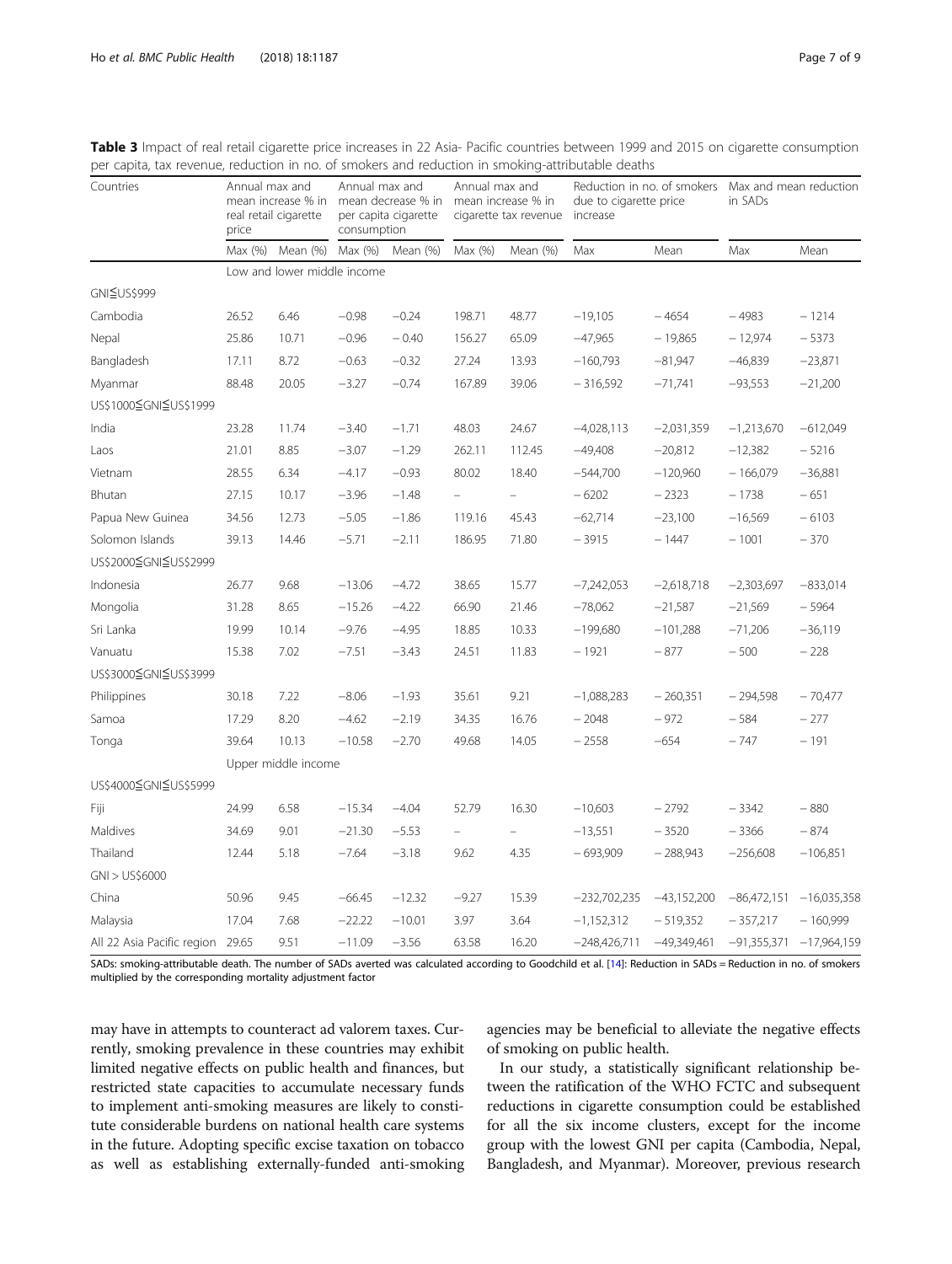**Table 3** Impact of real retail cigarette price increases in 22 Asia- Pacific countries between 1999 and 2015 on cigarette consumption per capita, tax revenue, reduction in no. of smokers and reduction in smoking-attributable deaths

| Countries | Annual max and mean increase % in real retail cigarette price | | Annual max and mean decrease % in per capita cigarette consumption | | Annual max and mean increase % in cigarette tax revenue | | Reduction in no. of smokers due to cigarette price increase | | Max and mean reduction in SADs | |
|---|---|---|---|---|---|---|---|---|---|---|
| | Max (%) | Mean (%) | Max (%) | Mean (%) | Max (%) | Mean (%) | Max | Mean | Max | Mean |
| | Low and lower middle income | | | | | | | | | |
| GNI≦US$999 | | | | | | | | | | |
| Cambodia | 26.52 | 6.46 | −0.98 | −0.24 | 198.71 | 48.77 | −19,105 | −4654 | −4983 | −1214 |
| Nepal | 25.86 | 10.71 | −0.96 | −0.40 | 156.27 | 65.09 | −47,965 | −19,865 | −12,974 | −5373 |
| Bangladesh | 17.11 | 8.72 | −0.63 | −0.32 | 27.24 | 13.93 | −160,793 | −81,947 | −46,839 | −23,871 |
| Myanmar | 88.48 | 20.05 | −3.27 | −0.74 | 167.89 | 39.06 | −316,592 | −71,741 | −93,553 | −21,200 |
| US$1000≦GNI≦US$1999 | | | | | | | | | | |
| India | 23.28 | 11.74 | −3.40 | −1.71 | 48.03 | 24.67 | −4,028,113 | −2,031,359 | −1,213,670 | −612,049 |
| Laos | 21.01 | 8.85 | −3.07 | −1.29 | 262.11 | 112.45 | −49,408 | −20,812 | −12,382 | −5216 |
| Vietnam | 28.55 | 6.34 | −4.17 | −0.93 | 80.02 | 18.40 | −544,700 | −120,960 | −166,079 | −36,881 |
| Bhutan | 27.15 | 10.17 | −3.96 | −1.48 | – | – | −6202 | −2323 | −1738 | −651 |
| Papua New Guinea | 34.56 | 12.73 | −5.05 | −1.86 | 119.16 | 45.43 | −62,714 | −23,100 | −16,569 | −6103 |
| Solomon Islands | 39.13 | 14.46 | −5.71 | −2.11 | 186.95 | 71.80 | −3915 | −1447 | −1001 | −370 |
| US$2000≦GNI≦US$2999 | | | | | | | | | | |
| Indonesia | 26.77 | 9.68 | −13.06 | −4.72 | 38.65 | 15.77 | −7,242,053 | −2,618,718 | −2,303,697 | −833,014 |
| Mongolia | 31.28 | 8.65 | −15.26 | −4.22 | 66.90 | 21.46 | −78,062 | −21,587 | −21,569 | −5964 |
| Sri Lanka | 19.99 | 10.14 | −9.76 | −4.95 | 18.85 | 10.33 | −199,680 | −101,288 | −71,206 | −36,119 |
| Vanuatu | 15.38 | 7.02 | −7.51 | −3.43 | 24.51 | 11.83 | −1921 | −877 | −500 | −228 |
| US$3000≦GNI≦US$3999 | | | | | | | | | | |
| Philippines | 30.18 | 7.22 | −8.06 | −1.93 | 35.61 | 9.21 | −1,088,283 | −260,351 | −294,598 | −70,477 |
| Samoa | 17.29 | 8.20 | −4.62 | −2.19 | 34.35 | 16.76 | −2048 | −972 | −584 | −277 |
| Tonga | 39.64 | 10.13 | −10.58 | −2.70 | 49.68 | 14.05 | −2558 | −654 | −747 | −191 |
| | Upper middle income | | | | | | | | | |
| US$4000≦GNI≦US$5999 | | | | | | | | | | |
| Fiji | 24.99 | 6.58 | −15.34 | −4.04 | 52.79 | 16.30 | −10,603 | −2792 | −3342 | −880 |
| Maldives | 34.69 | 9.01 | −21.30 | −5.53 | – | – | −13,551 | −3520 | −3366 | −874 |
| Thailand | 12.44 | 5.18 | −7.64 | −3.18 | 9.62 | 4.35 | −693,909 | −288,943 | −256,608 | −106,851 |
| GNI > US$6000 | | | | | | | | | | |
| China | 50.96 | 9.45 | −66.45 | −12.32 | −9.27 | 15.39 | −232,702,235 | −43,152,200 | −86,472,151 | −16,035,358 |
| Malaysia | 17.04 | 7.68 | −22.22 | −10.01 | 3.97 | 3.64 | −1,152,312 | −519,352 | −357,217 | −160,999 |
| All 22 Asia Pacific region | 29.65 | 9.51 | −11.09 | −3.56 | 63.58 | 16.20 | −248,426,711 | −49,349,461 | −91,355,371 | −17,964,159 |

SADs: smoking-attributable death. The number of SADs averted was calculated according to Goodchild et al. [14]: Reduction in SADs = Reduction in no. of smokers multiplied by the corresponding mortality adjustment factor

may have in attempts to counteract ad valorem taxes. Currently, smoking prevalence in these countries may exhibit limited negative effects on public health and finances, but restricted state capacities to accumulate necessary funds to implement anti-smoking measures are likely to constitute considerable burdens on national health care systems in the future. Adopting specific excise taxation on tobacco as well as establishing externally-funded anti-smoking agencies may be beneficial to alleviate the negative effects of smoking on public health.

In our study, a statistically significant relationship between the ratification of the WHO FCTC and subsequent reductions in cigarette consumption could be established for all the six income clusters, except for the income group with the lowest GNI per capita (Cambodia, Nepal, Bangladesh, and Myanmar). Moreover, previous research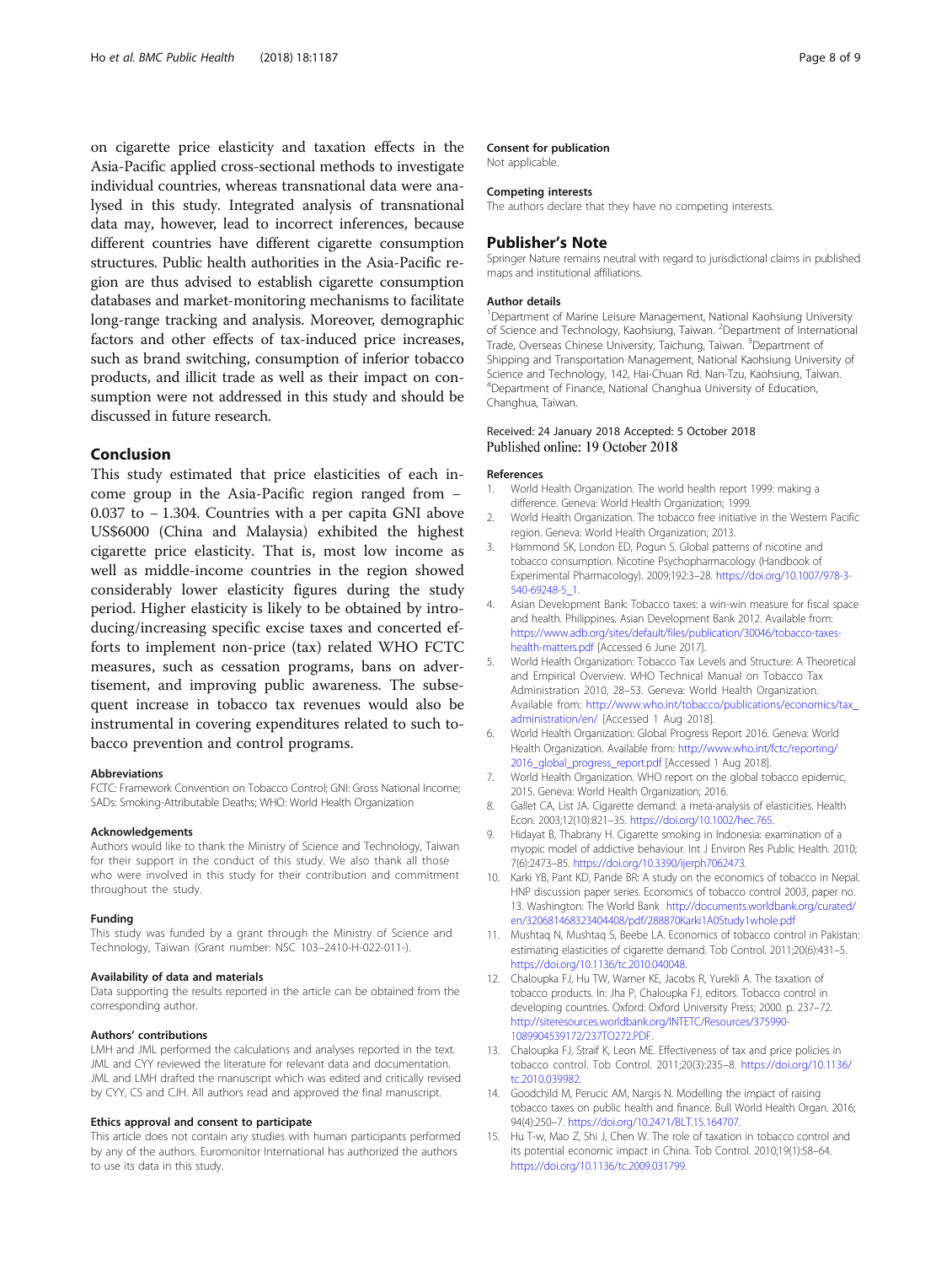on cigarette price elasticity and taxation effects in the Asia-Pacific applied cross-sectional methods to investigate individual countries, whereas transnational data were analysed in this study. Integrated analysis of transnational data may, however, lead to incorrect inferences, because different countries have different cigarette consumption structures. Public health authorities in the Asia-Pacific region are thus advised to establish cigarette consumption databases and market-monitoring mechanisms to facilitate long-range tracking and analysis. Moreover, demographic factors and other effects of tax-induced price increases, such as brand switching, consumption of inferior tobacco products, and illicit trade as well as their impact on consumption were not addressed in this study and should be discussed in future research.

## Conclusion

This study estimated that price elasticities of each income group in the Asia-Pacific region ranged from − 0.037 to − 1.304. Countries with a per capita GNI above US$6000 (China and Malaysia) exhibited the highest cigarette price elasticity. That is, most low income as well as middle-income countries in the region showed considerably lower elasticity figures during the study period. Higher elasticity is likely to be obtained by introducing/increasing specific excise taxes and concerted efforts to implement non-price (tax) related WHO FCTC measures, such as cessation programs, bans on advertisement, and improving public awareness. The subsequent increase in tobacco tax revenues would also be instrumental in covering expenditures related to such tobacco prevention and control programs.

#### Abbreviations

FCTC: Framework Convention on Tobacco Control; GNI: Gross National Income; SADs: Smoking-Attributable Deaths; WHO: World Health Organization

#### Acknowledgements

Authors would like to thank the Ministry of Science and Technology, Taiwan for their support in the conduct of this study. We also thank all those who were involved in this study for their contribution and commitment throughout the study.

#### Funding

This study was funded by a grant through the Ministry of Science and Technology, Taiwan (Grant number: NSC 103–2410-H-022-011-).

#### Availability of data and materials

Data supporting the results reported in the article can be obtained from the corresponding author.

#### Authors' contributions

LMH and JML performed the calculations and analyses reported in the text. JML and CYY reviewed the literature for relevant data and documentation. JML and LMH drafted the manuscript which was edited and critically revised by CYY, CS and CJH. All authors read and approved the final manuscript.

#### Ethics approval and consent to participate

This article does not contain any studies with human participants performed by any of the authors. Euromonitor International has authorized the authors to use its data in this study.

#### Consent for publication

Not applicable.

#### Competing interests

The authors declare that they have no competing interests.

### Publisher's Note

Springer Nature remains neutral with regard to jurisdictional claims in published maps and institutional affiliations.

#### Author details

[1]Department of Marine Leisure Management, National Kaohsiung University of Science and Technology, Kaohsiung, Taiwan. [2]Department of International Trade, Overseas Chinese University, Taichung, Taiwan. [3]Department of Shipping and Transportation Management, National Kaohsiung University of Science and Technology, 142, Hai-Chuan Rd. Nan-Tzu, Kaohsiung, Taiwan. [4]Department of Finance, National Changhua University of Education, Changhua, Taiwan.

Received: 24 January 2018 Accepted: 5 October 2018
Published online: 19 October 2018

#### References

1. World Health Organization. The world health report 1999: making a difference. Geneva: World Health Organization; 1999.
2. World Health Organization. The tobacco free initiative in the Western Pacific region. Geneva: World Health Organization; 2013.
3. Hammond SK, London ED, Pogun S. Global patterns of nicotine and tobacco consumption. Nicotine Psychopharmacology (Handbook of Experimental Pharmacology). 2009;192:3–28. https://doi.org/10.1007/978-3-540-69248-5_1.
4. Asian Development Bank: Tobacco taxes: a win-win measure for fiscal space and health. Philippines. Asian Development Bank 2012. Available from: https://www.adb.org/sites/default/files/publication/30046/tobacco-taxes-health-matters.pdf [Accessed 6 June 2017].
5. World Health Organization: Tobacco Tax Levels and Structure: A Theoretical and Empirical Overview. WHO Technical Manual on Tobacco Tax Administration 2010, 28–53. Geneva: World Health Organization. Available from: http://www.who.int/tobacco/publications/economics/tax_administration/en/ [Accessed 1 Aug 2018].
6. World Health Organization: Global Progress Report 2016. Geneva: World Health Organization. Available from: http://www.who.int/fctc/reporting/2016_global_progress_report.pdf [Accessed 1 Aug 2018].
7. World Health Organization. WHO report on the global tobacco epidemic, 2015. Geneva: World Health Organization; 2016.
8. Gallet CA, List JA. Cigarette demand: a meta-analysis of elasticities. Health Econ. 2003;12(10):821–35. https://doi.org/10.1002/hec.765.
9. Hidayat B, Thabrany H. Cigarette smoking in Indonesia: examination of a myopic model of addictive behaviour. Int J Environ Res Public Health. 2010; 7(6):2473–85. https://doi.org/10.3390/ijerph7062473.
10. Karki YB, Pant KD, Pande BR: A study on the economics of tobacco in Nepal. HNP discussion paper series. Economics of tobacco control 2003, paper no. 13. Washington: The World Bank http://documents.worldbank.org/curated/en/320681468323404408/pdf/288870Karki1A0Study1whole.pdf
11. Mushtaq N, Mushtaq S, Beebe LA. Economics of tobacco control in Pakistan: estimating elasticities of cigarette demand. Tob Control. 2011;20(6):431–5. https://doi.org/10.1136/tc.2010.040048.
12. Chaloupka FJ, Hu TW, Warner KE, Jacobs R, Yurekli A. The taxation of tobacco products. In: Jha P, Chaloupka FJ, editors. Tobacco control in developing countries. Oxford: Oxford University Press; 2000. p. 237–72. http://siteresources.worldbank.org/INTETC/Resources/375990-1089904539172/237TO272.PDF.
13. Chaloupka FJ, Straif K, Leon ME. Effectiveness of tax and price policies in tobacco control. Tob Control. 2011;20(3):235–8. https://doi.org/10.1136/tc.2010.039982.
14. Goodchild M, Perucic AM, Nargis N. Modelling the impact of raising tobacco taxes on public health and finance. Bull World Health Organ. 2016; 94(4):250–7. https://doi.org/10.2471/BLT.15.164707.
15. Hu T-w, Mao Z, Shi J, Chen W. The role of taxation in tobacco control and its potential economic impact in China. Tob Control. 2010;19(1):58–64. https://doi.org/10.1136/tc.2009.031799.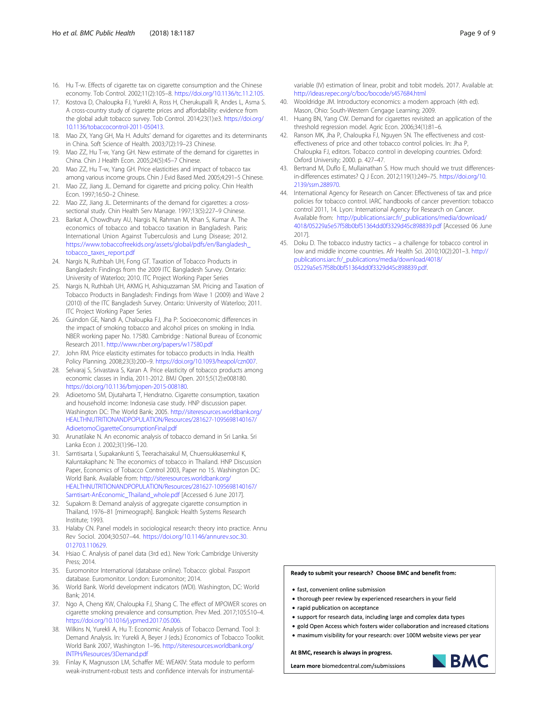16. Hu T-w. Effects of cigarette tax on cigarette consumption and the Chinese economy. Tob Control. 2002;11(2):105–8. https://doi.org/10.1136/tc.11.2.105.
17. Kostova D, Chaloupka FJ, Yurekli A, Ross H, Cherukupalli R, Andes L, Asma S. A cross-country study of cigarette prices and affordability: evidence from the global adult tobacco survey. Tob Control. 2014;23(1):e3. https://doi.org/10.1136/tobaccocontrol-2011-050413.
18. Mao ZX, Yang GH, Ma H. Adults' demand for cigarettes and its determinants in China. Soft Science of Health. 2003;7(2):19–23 Chinese.
19. Mao ZZ, Hu T-w, Yang GH. New estimate of the demand for cigarettes in China. Chin J Health Econ. 2005;24(5):45–7 Chinese.
20. Mao ZZ, Hu T-w, Yang GH. Price elasticities and impact of tobacco tax among various income groups. Chin J Evid Based Med. 2005;4:291–5 Chinese.
21. Mao ZZ, Jiang JL. Demand for cigarette and pricing policy. Chin Health Econ. 1997;16:50–2 Chinese.
22. Mao ZZ, Jiang JL. Determinants of the demand for cigarettes: a cross-sectional study. Chin Health Serv Manage. 1997;13(5):227–9 Chinese.
23. Barkat A, Chowdhury AU, Nargis N, Rahman M, Khan S, Kumar A. The economics of tobacco and tobacco taxation in Bangladesh. Paris: International Union Against Tuberculosis and Lung Disease; 2012. https://www.tobaccofreekids.org/assets/global/pdfs/en/Bangladesh_tobacco_taxes_report.pdf
24. Nargis N, Ruthbah UH, Fong GT. Taxation of Tobacco Products in Bangladesh: Findings from the 2009 ITC Bangladesh Survey. Ontario: University of Waterloo; 2010. ITC Project Working Paper Series
25. Nargis N, Ruthbah UH, AKMG H, Ashiquzzaman SM. Pricing and Taxation of Tobacco Products in Bangladesh: Findings from Wave 1 (2009) and Wave 2 (2010) of the ITC Bangladesh Survey. Ontario: University of Waterloo; 2011. ITC Project Working Paper Series
26. Guindon GE, Nandi A, Chaloupka FJ, Jha P: Socioeconomic differences in the impact of smoking tobacco and alcohol prices on smoking in India. NBER working paper No. 17580. Cambridge : National Bureau of Economic Research 2011. http://www.nber.org/papers/w17580.pdf
27. John RM. Price elasticity estimates for tobacco products in India. Health Policy Planning. 2008;23(3):200–9. https://doi.org/10.1093/heapol/czn007.
28. Selvaraj S, Srivastava S, Karan A. Price elasticity of tobacco products among economic classes in India, 2011-2012. BMJ Open. 2015;5(12):e008180. https://doi.org/10.1136/bmjopen-2015-008180.
29. Adioetomo SM, Djutaharta T, Hendratno. Cigarette consumption, taxation and household income: Indonesia case study. HNP discussion paper. Washington DC: The World Bank; 2005. http://siteresources.worldbank.org/HEALTHNUTRITIONANDPOPULATION/Resources/281627-1095698140167/AdioetomoCigaretteConsumptionFinal.pdf
30. Arunatilake N. An economic analysis of tobacco demand in Sri Lanka. Sri Lanka Econ J. 2002;3(1):96–120.
31. Sarntisarta I, Supakankunti S, Teerachaisakul M, Chuensukkasemkul K, Kaluntakaphanc N: The economics of tobacco in Thailand. HNP Discussion Paper, Economics of Tobacco Control 2003, Paper no 15. Washington DC: World Bank. Available from: http://siteresources.worldbank.org/HEALTHNUTRITIONANDPOPULATION/Resources/281627-1095698140167/Sarntisart-AnEconomic_Thailand_whole.pdf [Accessed 6 June 2017].
32. Supakorn B: Demand analysis of aggregate cigarette consumption in Thailand, 1976–81 [mimeograph]. Bangkok: Health Systems Research Institute; 1993.
33. Halaby CN. Panel models in sociological research: theory into practice. Annu Rev Sociol. 2004;30:507–44. https://doi.org/10.1146/annurev.soc.30.012703.110629.
34. Hsiao C. Analysis of panel data (3rd ed.). New York: Cambridge University Press; 2014.
35. Euromonitor International (database online). Tobacco: global. Passport database. Euromonitor. London: Euromonitor; 2014.
36. World Bank. World development indicators (WDI). Washington, DC: World Bank; 2014.
37. Ngo A, Cheng KW, Chaloupka FJ, Shang C. The effect of MPOWER scores on cigarette smoking prevalence and consumption. Prev Med. 2017;105:S10–4. https://doi.org/10.1016/j.ypmed.2017.05.006.
38. Wilkins N, Yurekli A, Hu T: Economic Analysis of Tobacco Demand. Tool 3: Demand Analysis. In: Yurekli A, Beyer J (eds.) Economics of Tobacco Toolkit. World Bank 2007, Washington 1–96. http://siteresources.worldbank.org/INTPH/Resources/3Demand.pdf
39. Finlay K, Magnusson LM, Schaffer ME: WEAKIV: Stata module to perform weak-instrument-robust tests and confidence intervals for instrumental-variable (IV) estimation of linear, probit and tobit models. 2017. Available at: http://ideas.repec.org/c/boc/bocode/s457684.html
40. Wooldridge JM. Introductory economics: a modern approach (4th ed). Mason, Ohio: South-Western Cengage Learning; 2009.
41. Huang BN, Yang CW. Demand for cigarettes revisited: an application of the threshold regression model. Agric Econ. 2006;34(1):81–6.
42. Ranson MK, Jha P, Chaloupka FJ, Nguyen SN. The effectiveness and cost-effectiveness of price and other tobacco control policies. In: Jha P, Chaloupka FJ, editors. Tobacco control in developing countries. Oxford: Oxford University; 2000. p. 427–47.
43. Bertrand M, Duflo E, Mullainathan S. How much should we trust differences-in-differences estimates? Q J Econ. 2012;119(1):249–75. https://doi.org/10.2139/ssrn.288970.
44. International Agency for Research on Cancer: Effectiveness of tax and price policies for tobacco control. IARC handbooks of cancer prevention: tobacco control 2011, 14. Lyon: International Agency for Research on Cancer. Available from: http://publications.iarc.fr/_publications/media/download/4018/05229a5e57f58b0bf51364dd0f3329d45c898839.pdf [Accessed 06 June 2017].
45. Doku D. The tobacco industry tactics – a challenge for tobacco control in low and middle income countries. Afr Health Sci. 2010;10(2):201–3. http://publications.iarc.fr/_publications/media/download/4018/05229a5e57f58b0bf51364dd0f3329d45c898839.pdf.

**Ready to submit your research? Choose BMC and benefit from:**

- fast, convenient online submission
- thorough peer review by experienced researchers in your field
- rapid publication on acceptance
- support for research data, including large and complex data types
- gold Open Access which fosters wider collaboration and increased citations
- maximum visibility for your research: over 100M website views per year

**At BMC, research is always in progress.**

**Learn more** biomedcentral.com/submissions

BMC